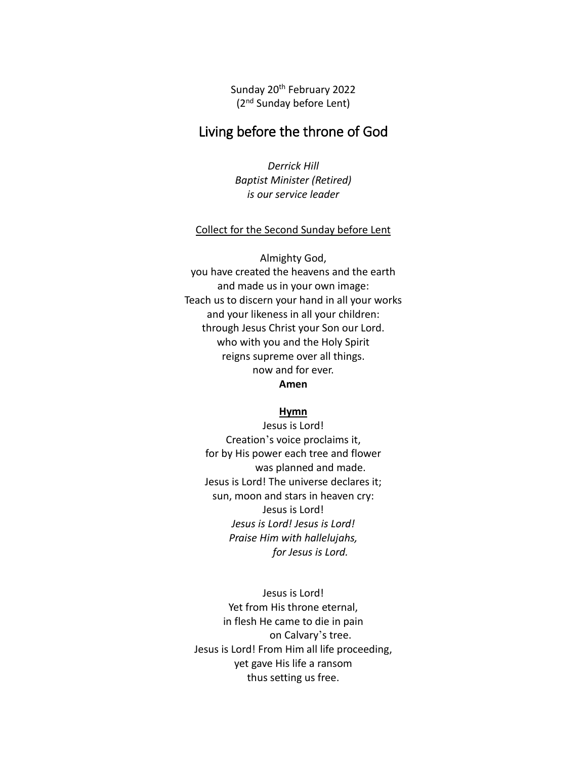Sunday 20th February 2022
(2nd Sunday before Lent)

# Living before the throne of God

*Derrick Hill*
*Baptist Minister (Retired)*
*is our service leader*

<u>Collect for the Second Sunday before Lent</u>

Almighty God,
you have created the heavens and the earth
and made us in your own image:
Teach us to discern your hand in all your works
and your likeness in all your children:
through Jesus Christ your Son our Lord.
who with you and the Holy Spirit
reigns supreme over all things.
now and for ever.
**Amen**

**<u>Hymn</u>**

Jesus is Lord!
Creation's voice proclaims it,
for by His power each tree and flower
was planned and made.
Jesus is Lord! The universe declares it;
sun, moon and stars in heaven cry:
Jesus is Lord!
*Jesus is Lord! Jesus is Lord!*
*Praise Him with hallelujahs,*
*for Jesus is Lord.*

Jesus is Lord!
Yet from His throne eternal,
in flesh He came to die in pain
on Calvary's tree.
Jesus is Lord! From Him all life proceeding,
yet gave His life a ransom
thus setting us free.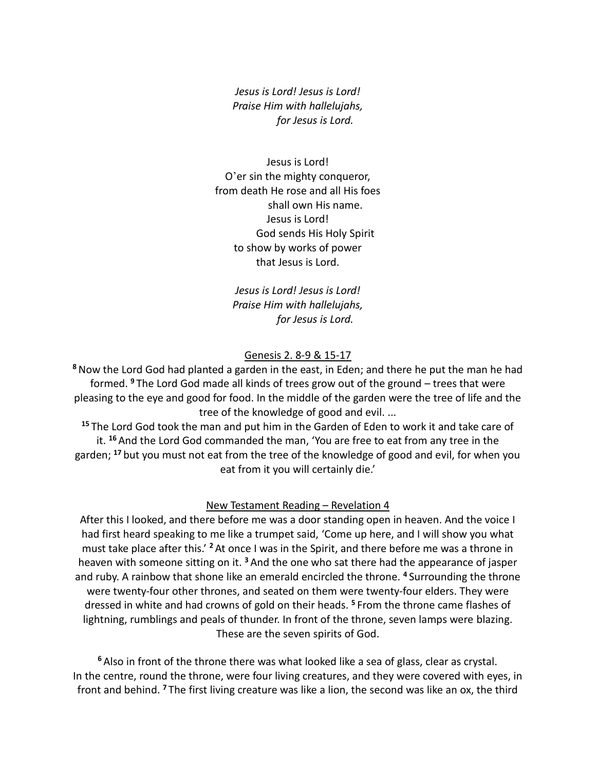*Jesus is Lord! Jesus is Lord!*
*Praise Him with hallelujahs,*
*for Jesus is Lord.*

Jesus is Lord!
O'er sin the mighty conqueror,
from death He rose and all His foes
shall own His name.
Jesus is Lord!
God sends His Holy Spirit
to show by works of power
that Jesus is Lord.

*Jesus is Lord! Jesus is Lord!*
*Praise Him with hallelujahs,*
*for Jesus is Lord.*

<u>Genesis 2. 8-9 & 15-17</u>

**8** Now the Lord God had planted a garden in the east, in Eden; and there he put the man he had formed. **9** The Lord God made all kinds of trees grow out of the ground – trees that were pleasing to the eye and good for food. In the middle of the garden were the tree of life and the tree of the knowledge of good and evil. ...

**15** The Lord God took the man and put him in the Garden of Eden to work it and take care of it. **16** And the Lord God commanded the man, 'You are free to eat from any tree in the garden; **17** but you must not eat from the tree of the knowledge of good and evil, for when you eat from it you will certainly die.'

<u>New Testament Reading – Revelation 4</u>

After this I looked, and there before me was a door standing open in heaven. And the voice I had first heard speaking to me like a trumpet said, 'Come up here, and I will show you what must take place after this.' **2** At once I was in the Spirit, and there before me was a throne in heaven with someone sitting on it. **3** And the one who sat there had the appearance of jasper and ruby. A rainbow that shone like an emerald encircled the throne. **4** Surrounding the throne were twenty-four other thrones, and seated on them were twenty-four elders. They were dressed in white and had crowns of gold on their heads. **5** From the throne came flashes of lightning, rumblings and peals of thunder. In front of the throne, seven lamps were blazing. These are the seven spirits of God.

**6** Also in front of the throne there was what looked like a sea of glass, clear as crystal. In the centre, round the throne, were four living creatures, and they were covered with eyes, in front and behind. **7** The first living creature was like a lion, the second was like an ox, the third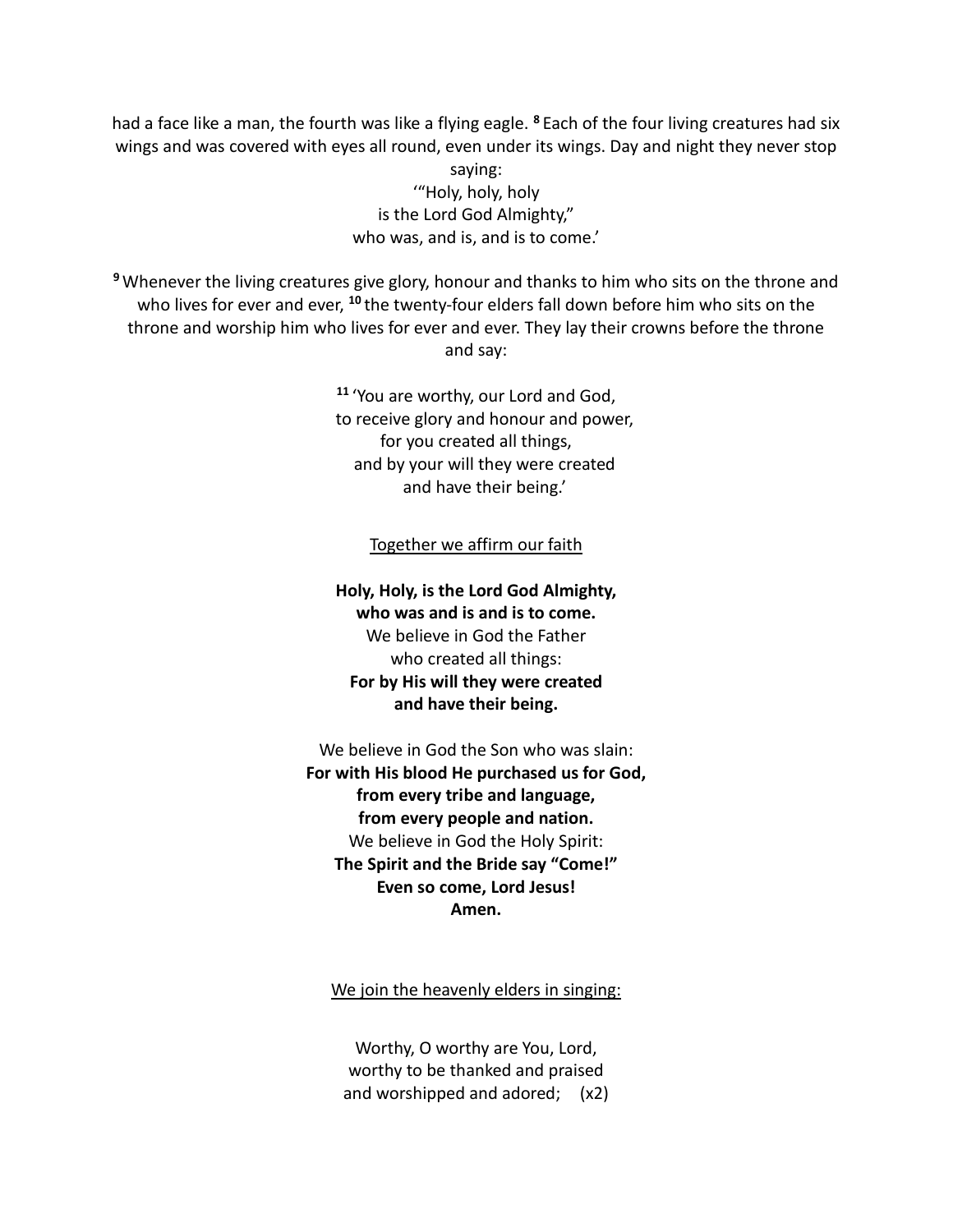had a face like a man, the fourth was like a flying eagle. [8] Each of the four living creatures had six wings and was covered with eyes all round, even under its wings. Day and night they never stop saying:

'"Holy, holy, holy
is the Lord God Almighty,"
who was, and is, and is to come.'

[9] Whenever the living creatures give glory, honour and thanks to him who sits on the throne and who lives for ever and ever, [10] the twenty-four elders fall down before him who sits on the throne and worship him who lives for ever and ever. They lay their crowns before the throne and say:

[11] 'You are worthy, our Lord and God,
to receive glory and honour and power,
for you created all things,
and by your will they were created
and have their being.'

<u>Together we affirm our faith</u>

**Holy, Holy, is the Lord God Almighty,**
**who was and is and is to come.**
We believe in God the Father
who created all things:
**For by His will they were created**
**and have their being.**

We believe in God the Son who was slain:
**For with His blood He purchased us for God,**
**from every tribe and language,**
**from every people and nation.**
We believe in God the Holy Spirit:
**The Spirit and the Bride say "Come!"**
**Even so come, Lord Jesus!**
**Amen.**

<u>We join the heavenly elders in singing:</u>

Worthy, O worthy are You, Lord,
worthy to be thanked and praised
and worshipped and adored; (x2)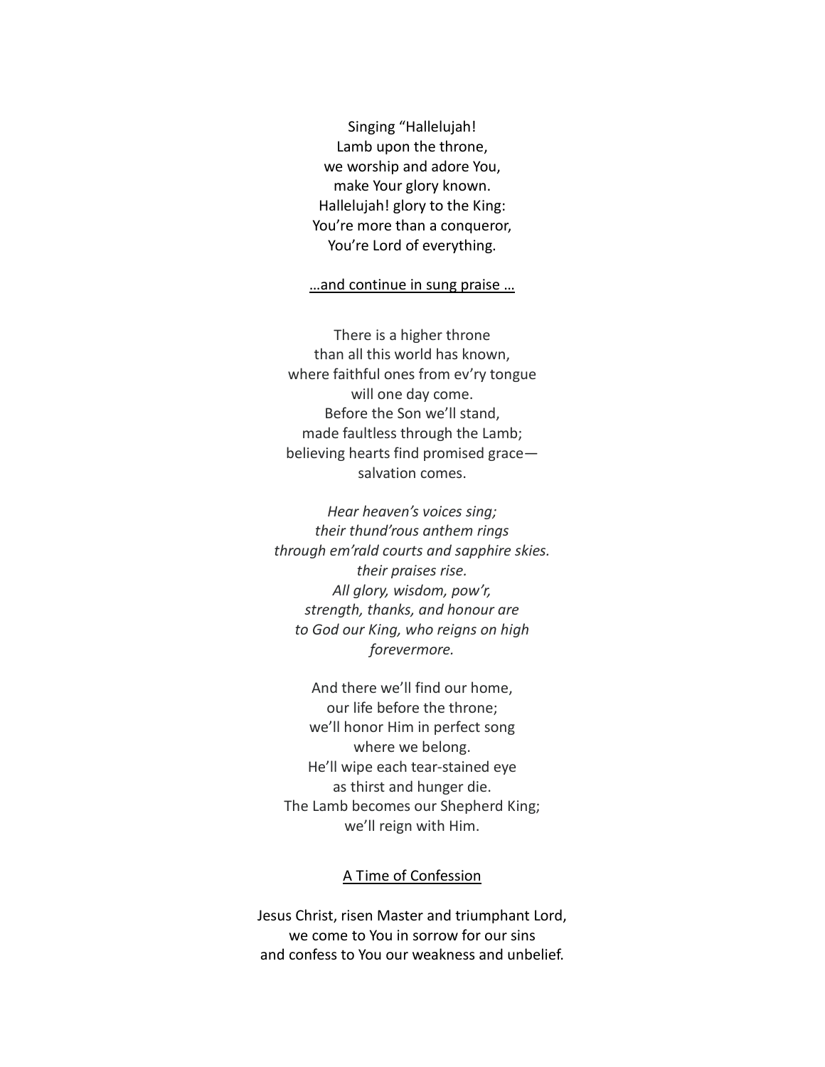Singing "Hallelujah!
Lamb upon the throne,
we worship and adore You,
make Your glory known.
Hallelujah! glory to the King:
You're more than a conqueror,
You're Lord of everything.

<u>…and continue in sung praise …</u>

There is a higher throne
than all this world has known,
where faithful ones from ev'ry tongue
will one day come.
Before the Son we'll stand,
made faultless through the Lamb;
believing hearts find promised grace—
salvation comes.

*Hear heaven's voices sing;*
*their thund'rous anthem rings*
*through em'rald courts and sapphire skies.*
*their praises rise.*
*All glory, wisdom, pow'r,*
*strength, thanks, and honour are*
*to God our King, who reigns on high*
*forevermore.*

And there we'll find our home,
our life before the throne;
we'll honor Him in perfect song
where we belong.
He'll wipe each tear-stained eye
as thirst and hunger die.
The Lamb becomes our Shepherd King;
we'll reign with Him.

<u>A Time of Confession</u>

Jesus Christ, risen Master and triumphant Lord,
we come to You in sorrow for our sins
and confess to You our weakness and unbelief.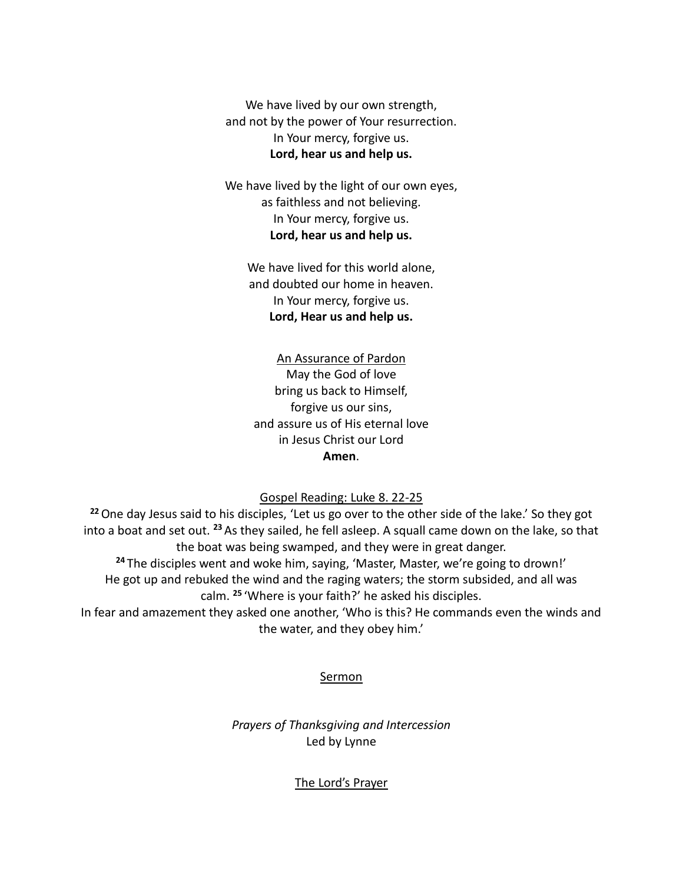We have lived by our own strength,
and not by the power of Your resurrection.
In Your mercy, forgive us.
**Lord, hear us and help us.**

We have lived by the light of our own eyes,
as faithless and not believing.
In Your mercy, forgive us.
**Lord, hear us and help us.**

We have lived for this world alone,
and doubted our home in heaven.
In Your mercy, forgive us.
**Lord, Hear us and help us.**

An Assurance of Pardon

May the God of love
bring us back to Himself,
forgive us our sins,
and assure us of His eternal love
in Jesus Christ our Lord
**Amen**.

Gospel Reading: Luke 8. 22-25

**22** One day Jesus said to his disciples, 'Let us go over to the other side of the lake.' So they got into a boat and set out. **23** As they sailed, he fell asleep. A squall came down on the lake, so that the boat was being swamped, and they were in great danger.
**24** The disciples went and woke him, saying, 'Master, Master, we're going to drown!'
He got up and rebuked the wind and the raging waters; the storm subsided, and all was calm. **25** 'Where is your faith?' he asked his disciples.
In fear and amazement they asked one another, 'Who is this? He commands even the winds and the water, and they obey him.'

Sermon

*Prayers of Thanksgiving and Intercession*
Led by Lynne

The Lord's Prayer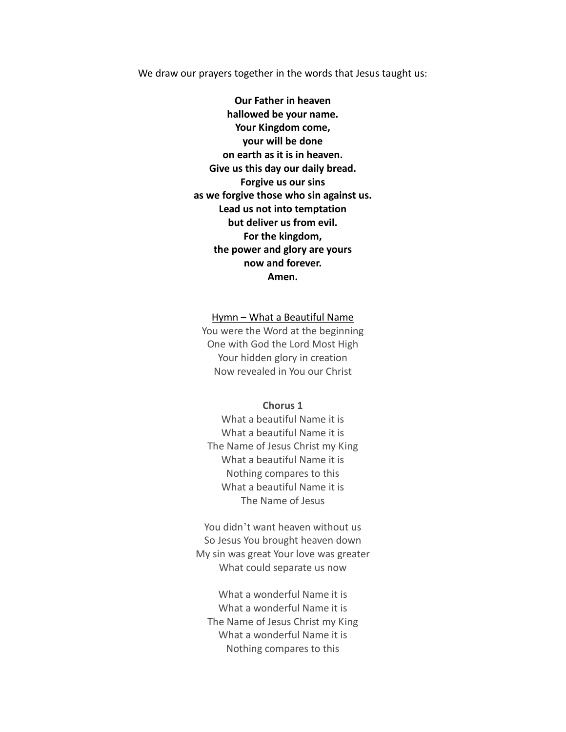We draw our prayers together in the words that Jesus taught us:

**Our Father in heaven**
**hallowed be your name.**
**Your Kingdom come,**
**your will be done**
**on earth as it is in heaven.**
**Give us this day our daily bread.**
**Forgive us our sins**
**as we forgive those who sin against us.**
**Lead us not into temptation**
**but deliver us from evil.**
**For the kingdom,**
**the power and glory are yours**
**now and forever.**
**Amen.**

<u>Hymn – What a Beautiful Name</u>

You were the Word at the beginning
One with God the Lord Most High
Your hidden glory in creation
Now revealed in You our Christ

**Chorus 1**

What a beautiful Name it is
What a beautiful Name it is
The Name of Jesus Christ my King
What a beautiful Name it is
Nothing compares to this
What a beautiful Name it is
The Name of Jesus

You didn't want heaven without us
So Jesus You brought heaven down
My sin was great Your love was greater
What could separate us now

What a wonderful Name it is
What a wonderful Name it is
The Name of Jesus Christ my King
What a wonderful Name it is
Nothing compares to this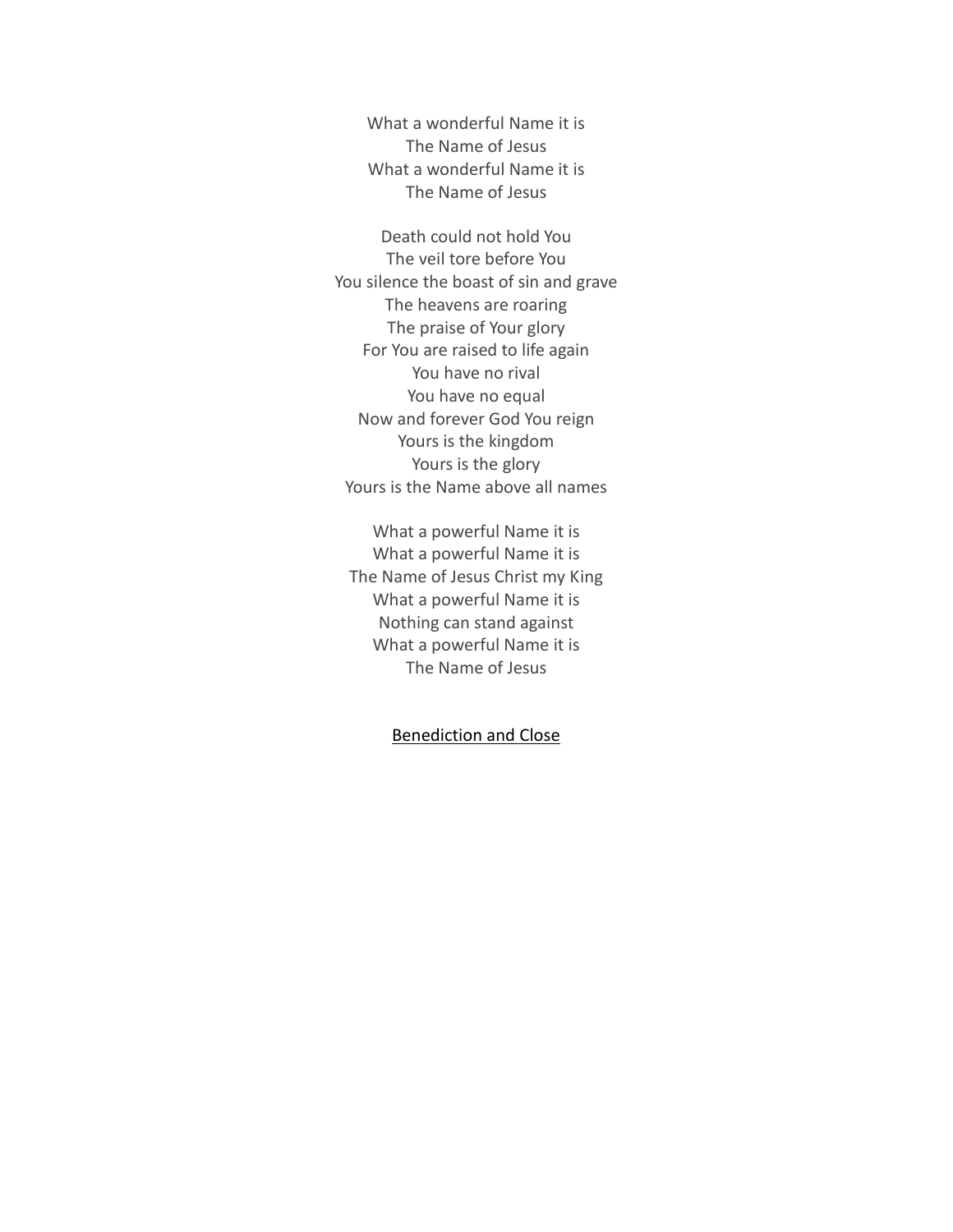What a wonderful Name it is
The Name of Jesus
What a wonderful Name it is
The Name of Jesus

Death could not hold You
The veil tore before You
You silence the boast of sin and grave
The heavens are roaring
The praise of Your glory
For You are raised to life again
You have no rival
You have no equal
Now and forever God You reign
Yours is the kingdom
Yours is the glory
Yours is the Name above all names

What a powerful Name it is
What a powerful Name it is
The Name of Jesus Christ my King
What a powerful Name it is
Nothing can stand against
What a powerful Name it is
The Name of Jesus

<u>Benediction and Close</u>